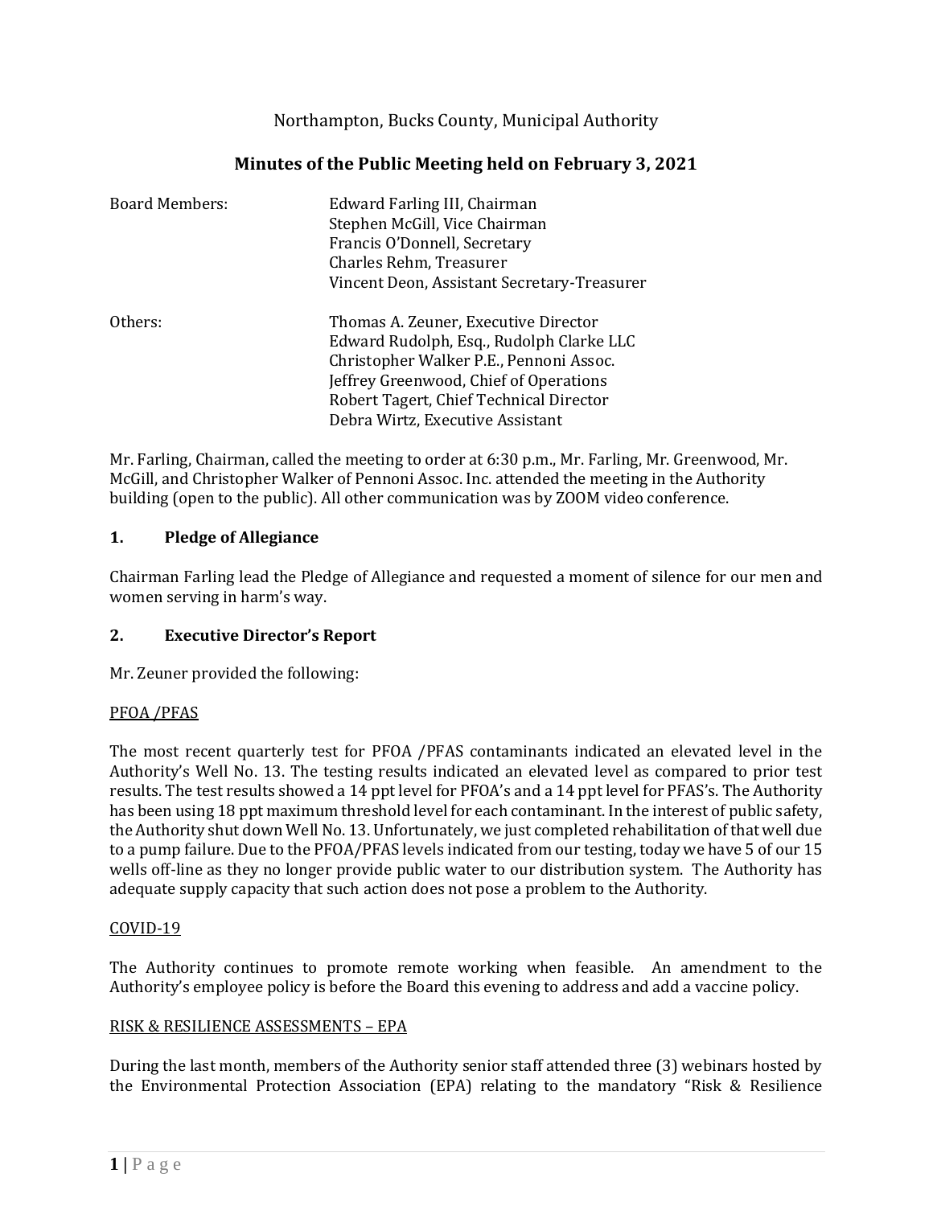Northampton, Bucks County, Municipal Authority

# Minutes of the Public Meeting held on February 3, 2021

| | |
|---|---|
| Board Members: | Edward Farling III, Chairman |
| | Stephen McGill, Vice Chairman |
| | Francis O'Donnell, Secretary |
| | Charles Rehm, Treasurer |
| | Vincent Deon, Assistant Secretary-Treasurer |
| Others: | Thomas A. Zeuner, Executive Director |
| | Edward Rudolph, Esq., Rudolph Clarke LLC |
| | Christopher Walker P.E., Pennoni Assoc. |
| | Jeffrey Greenwood, Chief of Operations |
| | Robert Tagert, Chief Technical Director |
| | Debra Wirtz, Executive Assistant |

Mr. Farling, Chairman, called the meeting to order at 6:30 p.m., Mr. Farling, Mr. Greenwood, Mr. McGill, and Christopher Walker of Pennoni Assoc. Inc. attended the meeting in the Authority building (open to the public). All other communication was by ZOOM video conference.

## 1. Pledge of Allegiance

Chairman Farling lead the Pledge of Allegiance and requested a moment of silence for our men and women serving in harm's way.

## 2. Executive Director's Report

Mr. Zeuner provided the following:

PFOA /PFAS

The most recent quarterly test for PFOA /PFAS contaminants indicated an elevated level in the Authority's Well No. 13. The testing results indicated an elevated level as compared to prior test results. The test results showed a 14 ppt level for PFOA's and a 14 ppt level for PFAS's. The Authority has been using 18 ppt maximum threshold level for each contaminant. In the interest of public safety, the Authority shut down Well No. 13. Unfortunately, we just completed rehabilitation of that well due to a pump failure. Due to the PFOA/PFAS levels indicated from our testing, today we have 5 of our 15 wells off-line as they no longer provide public water to our distribution system. The Authority has adequate supply capacity that such action does not pose a problem to the Authority.

COVID-19

The Authority continues to promote remote working when feasible. An amendment to the Authority's employee policy is before the Board this evening to address and add a vaccine policy.

RISK & RESILIENCE ASSESSMENTS – EPA

During the last month, members of the Authority senior staff attended three (3) webinars hosted by the Environmental Protection Association (EPA) relating to the mandatory "Risk & Resilience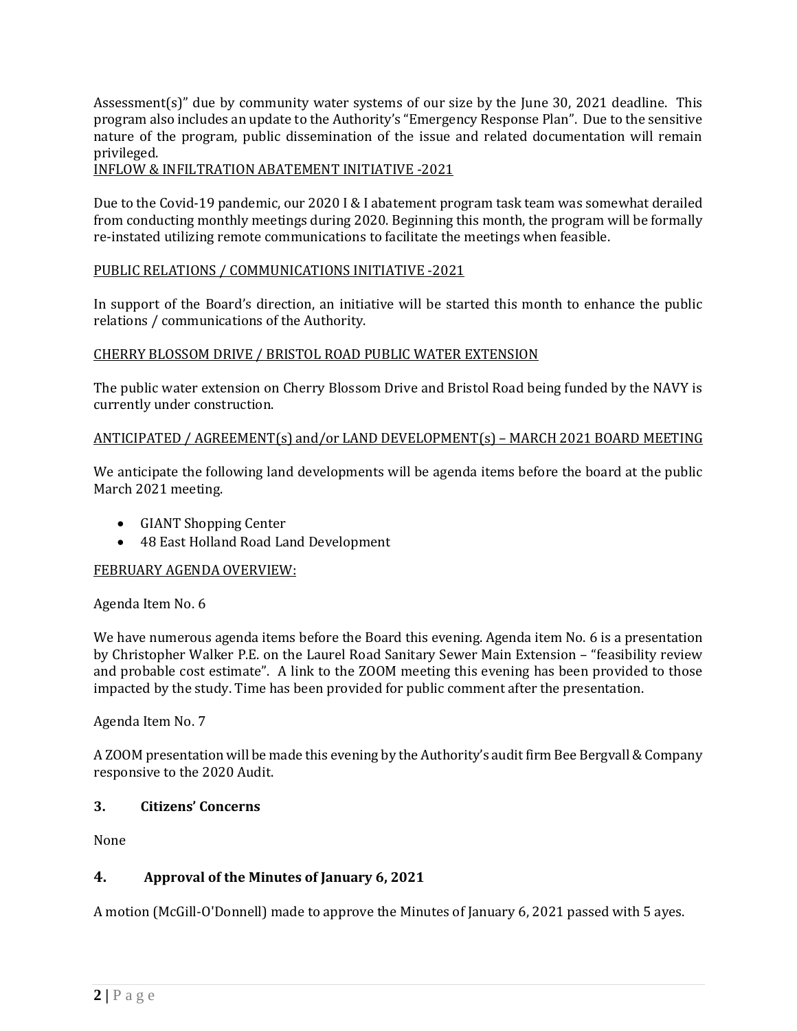Assessment(s)" due by community water systems of our size by the June 30, 2021 deadline. This program also includes an update to the Authority's "Emergency Response Plan". Due to the sensitive nature of the program, public dissemination of the issue and related documentation will remain privileged.

INFLOW & INFILTRATION ABATEMENT INITIATIVE -2021

Due to the Covid-19 pandemic, our 2020 I & I abatement program task team was somewhat derailed from conducting monthly meetings during 2020. Beginning this month, the program will be formally re-instated utilizing remote communications to facilitate the meetings when feasible.

PUBLIC RELATIONS / COMMUNICATIONS INITIATIVE -2021

In support of the Board's direction, an initiative will be started this month to enhance the public relations / communications of the Authority.

CHERRY BLOSSOM DRIVE / BRISTOL ROAD PUBLIC WATER EXTENSION

The public water extension on Cherry Blossom Drive and Bristol Road being funded by the NAVY is currently under construction.

ANTICIPATED / AGREEMENT(s) and/or LAND DEVELOPMENT(s) – MARCH 2021 BOARD MEETING

We anticipate the following land developments will be agenda items before the board at the public March 2021 meeting.

- GIANT Shopping Center
- 48 East Holland Road Land Development

FEBRUARY AGENDA OVERVIEW:

Agenda Item No. 6

We have numerous agenda items before the Board this evening. Agenda item No. 6 is a presentation by Christopher Walker P.E. on the Laurel Road Sanitary Sewer Main Extension – "feasibility review and probable cost estimate". A link to the ZOOM meeting this evening has been provided to those impacted by the study. Time has been provided for public comment after the presentation.

Agenda Item No. 7

A ZOOM presentation will be made this evening by the Authority's audit firm Bee Bergvall & Company responsive to the 2020 Audit.

### 3. Citizens' Concerns

None

### 4. Approval of the Minutes of January 6, 2021

A motion (McGill-O'Donnell) made to approve the Minutes of January 6, 2021 passed with 5 ayes.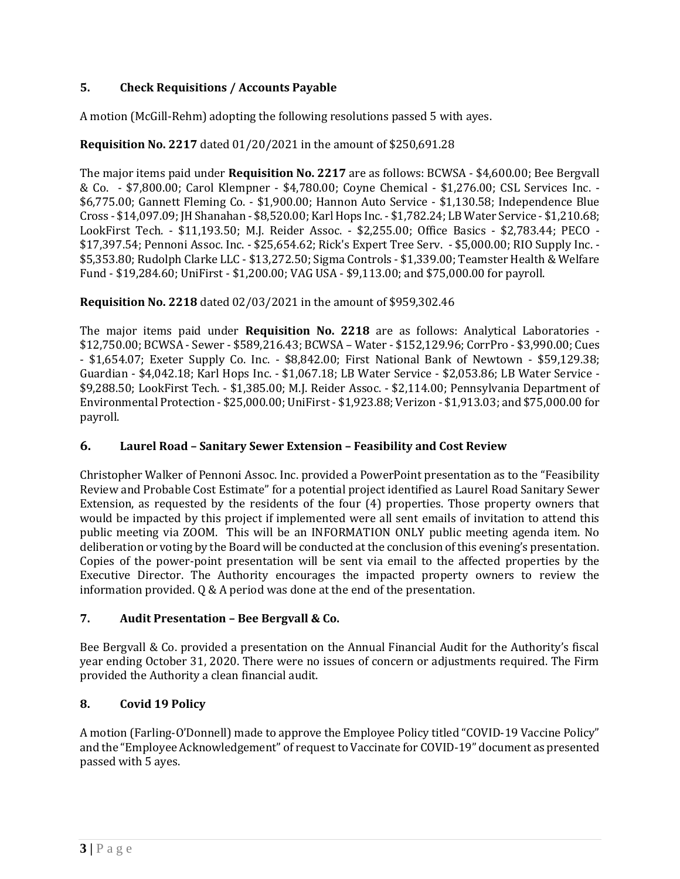## 5. Check Requisitions / Accounts Payable

A motion (McGill-Rehm) adopting the following resolutions passed 5 with ayes.

**Requisition No. 2217** dated 01/20/2021 in the amount of $250,691.28

The major items paid under **Requisition No. 2217** are as follows: BCWSA - $4,600.00; Bee Bergvall & Co. - $7,800.00; Carol Klempner - $4,780.00; Coyne Chemical - $1,276.00; CSL Services Inc. - $6,775.00; Gannett Fleming Co. - $1,900.00; Hannon Auto Service - $1,130.58; Independence Blue Cross - $14,097.09; JH Shanahan - $8,520.00; Karl Hops Inc. - $1,782.24; LB Water Service - $1,210.68; LookFirst Tech. - $11,193.50; M.J. Reider Assoc. - $2,255.00; Office Basics - $2,783.44; PECO - $17,397.54; Pennoni Assoc. Inc. - $25,654.62; Rick's Expert Tree Serv. - $5,000.00; RIO Supply Inc. - $5,353.80; Rudolph Clarke LLC - $13,272.50; Sigma Controls - $1,339.00; Teamster Health & Welfare Fund - $19,284.60; UniFirst - $1,200.00; VAG USA - $9,113.00; and $75,000.00 for payroll.

**Requisition No. 2218** dated 02/03/2021 in the amount of $959,302.46

The major items paid under **Requisition No. 2218** are as follows: Analytical Laboratories - $12,750.00; BCWSA - Sewer - $589,216.43; BCWSA – Water - $152,129.96; CorrPro - $3,990.00; Cues - $1,654.07; Exeter Supply Co. Inc. - $8,842.00; First National Bank of Newtown - $59,129.38; Guardian - $4,042.18; Karl Hops Inc. - $1,067.18; LB Water Service - $2,053.86; LB Water Service - $9,288.50; LookFirst Tech. - $1,385.00; M.J. Reider Assoc. - $2,114.00; Pennsylvania Department of Environmental Protection - $25,000.00; UniFirst - $1,923.88; Verizon - $1,913.03; and $75,000.00 for payroll.

## 6. Laurel Road – Sanitary Sewer Extension – Feasibility and Cost Review

Christopher Walker of Pennoni Assoc. Inc. provided a PowerPoint presentation as to the "Feasibility Review and Probable Cost Estimate" for a potential project identified as Laurel Road Sanitary Sewer Extension, as requested by the residents of the four (4) properties. Those property owners that would be impacted by this project if implemented were all sent emails of invitation to attend this public meeting via ZOOM. This will be an INFORMATION ONLY public meeting agenda item. No deliberation or voting by the Board will be conducted at the conclusion of this evening's presentation. Copies of the power-point presentation will be sent via email to the affected properties by the Executive Director. The Authority encourages the impacted property owners to review the information provided. Q & A period was done at the end of the presentation.

## 7. Audit Presentation – Bee Bergvall & Co.

Bee Bergvall & Co. provided a presentation on the Annual Financial Audit for the Authority's fiscal year ending October 31, 2020. There were no issues of concern or adjustments required. The Firm provided the Authority a clean financial audit.

## 8. Covid 19 Policy

A motion (Farling-O'Donnell) made to approve the Employee Policy titled "COVID-19 Vaccine Policy" and the "Employee Acknowledgement" of request to Vaccinate for COVID-19" document as presented passed with 5 ayes.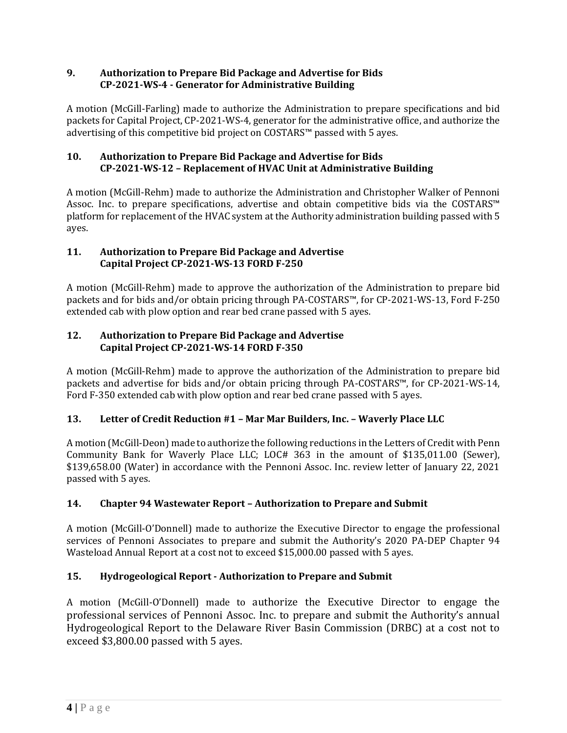**9. Authorization to Prepare Bid Package and Advertise for Bids**
**CP-2021-WS-4 - Generator for Administrative Building**

A motion (McGill-Farling) made to authorize the Administration to prepare specifications and bid packets for Capital Project, CP-2021-WS-4, generator for the administrative office, and authorize the advertising of this competitive bid project on COSTARS™ passed with 5 ayes.

**10. Authorization to Prepare Bid Package and Advertise for Bids**
**CP-2021-WS-12 – Replacement of HVAC Unit at Administrative Building**

A motion (McGill-Rehm) made to authorize the Administration and Christopher Walker of Pennoni Assoc. Inc. to prepare specifications, advertise and obtain competitive bids via the COSTARS™ platform for replacement of the HVAC system at the Authority administration building passed with 5 ayes.

**11. Authorization to Prepare Bid Package and Advertise**
**Capital Project CP-2021-WS-13 FORD F-250**

A motion (McGill-Rehm) made to approve the authorization of the Administration to prepare bid packets and for bids and/or obtain pricing through PA-COSTARS™, for CP-2021-WS-13, Ford F-250 extended cab with plow option and rear bed crane passed with 5 ayes.

**12. Authorization to Prepare Bid Package and Advertise**
**Capital Project CP-2021-WS-14 FORD F-350**

A motion (McGill-Rehm) made to approve the authorization of the Administration to prepare bid packets and advertise for bids and/or obtain pricing through PA-COSTARS™, for CP-2021-WS-14, Ford F-350 extended cab with plow option and rear bed crane passed with 5 ayes.

**13. Letter of Credit Reduction #1 – Mar Mar Builders, Inc. – Waverly Place LLC**

A motion (McGill-Deon) made to authorize the following reductions in the Letters of Credit with Penn Community Bank for Waverly Place LLC; LOC# 363 in the amount of $135,011.00 (Sewer), $139,658.00 (Water) in accordance with the Pennoni Assoc. Inc. review letter of January 22, 2021 passed with 5 ayes.

**14. Chapter 94 Wastewater Report – Authorization to Prepare and Submit**

A motion (McGill-O'Donnell) made to authorize the Executive Director to engage the professional services of Pennoni Associates to prepare and submit the Authority's 2020 PA-DEP Chapter 94 Wasteload Annual Report at a cost not to exceed $15,000.00 passed with 5 ayes.

**15. Hydrogeological Report - Authorization to Prepare and Submit**

A motion (McGill-O'Donnell) made to authorize the Executive Director to engage the professional services of Pennoni Assoc. Inc. to prepare and submit the Authority's annual Hydrogeological Report to the Delaware River Basin Commission (DRBC) at a cost not to exceed $3,800.00 passed with 5 ayes.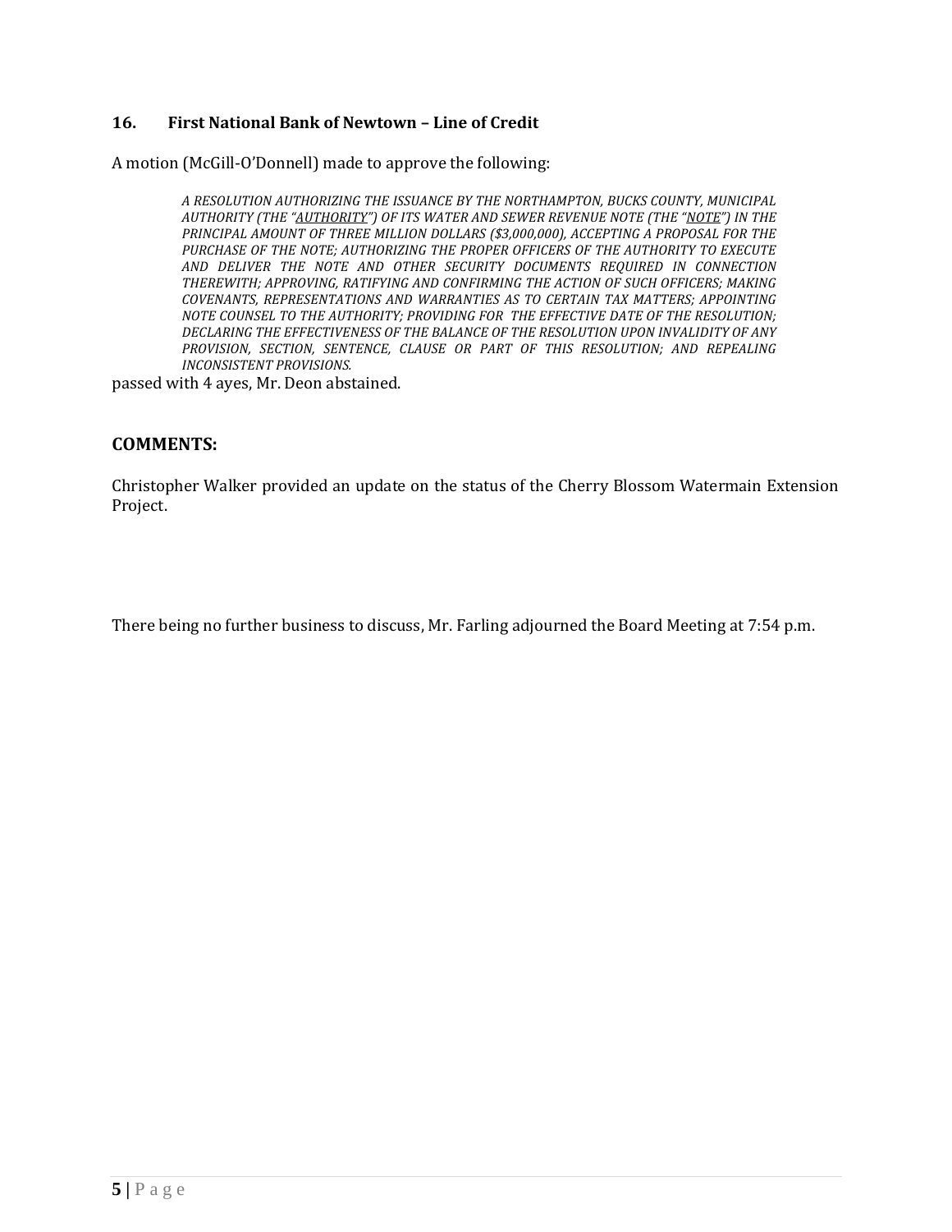**16. First National Bank of Newtown – Line of Credit**

A motion (McGill-O'Donnell) made to approve the following:

> *A RESOLUTION AUTHORIZING THE ISSUANCE BY THE NORTHAMPTON, BUCKS COUNTY, MUNICIPAL AUTHORITY (THE "<u>AUTHORITY</u>") OF ITS WATER AND SEWER REVENUE NOTE (THE "<u>NOTE</u>") IN THE PRINCIPAL AMOUNT OF THREE MILLION DOLLARS ($3,000,000), ACCEPTING A PROPOSAL FOR THE PURCHASE OF THE NOTE; AUTHORIZING THE PROPER OFFICERS OF THE AUTHORITY TO EXECUTE AND DELIVER THE NOTE AND OTHER SECURITY DOCUMENTS REQUIRED IN CONNECTION THEREWITH; APPROVING, RATIFYING AND CONFIRMING THE ACTION OF SUCH OFFICERS; MAKING COVENANTS, REPRESENTATIONS AND WARRANTIES AS TO CERTAIN TAX MATTERS; APPOINTING NOTE COUNSEL TO THE AUTHORITY; PROVIDING FOR THE EFFECTIVE DATE OF THE RESOLUTION; DECLARING THE EFFECTIVENESS OF THE BALANCE OF THE RESOLUTION UPON INVALIDITY OF ANY PROVISION, SECTION, SENTENCE, CLAUSE OR PART OF THIS RESOLUTION; AND REPEALING INCONSISTENT PROVISIONS.*

passed with 4 ayes, Mr. Deon abstained.

## COMMENTS:

Christopher Walker provided an update on the status of the Cherry Blossom Watermain Extension Project.

There being no further business to discuss, Mr. Farling adjourned the Board Meeting at 7:54 p.m.